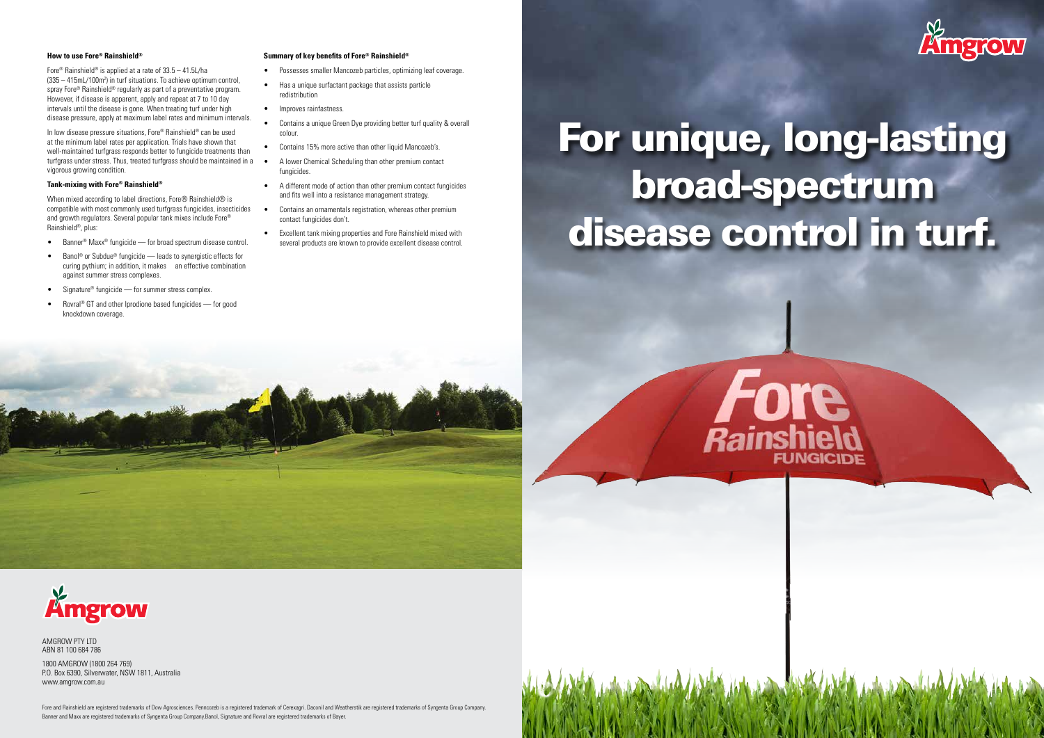# For unique, long-lasting broad-spectrum disease control in turf.

### How to use Fore® Rainshield®

Fore® Rainshield® is applied at a rate of 33.5 – 41.5L/ha (335 – 415mL/100m²) in turf situations. To achieve optimum control, spray Fore® Rainshield® regularly as part of a preventative program. However, if disease is apparent, apply and repeat at 7 to 10 day intervals until the disease is gone. When treating turf under high disease pressure, apply at maximum label rates and minimum intervals.

In low disease pressure situations, Fore® Rainshield® can be used at the minimum label rates per application. Trials have shown that well-maintained turfgrass responds better to fungicide treatments than turfgrass under stress. Thus, treated turfgrass should be maintained in a vigorous growing condition.

### Tank-mixing with Fore® Rainshield®

When mixed according to label directions, Fore® Rainshield® is compatible with most commonly used turfgrass fungicides, insecticides and growth regulators. Several popular tank mixes include Fore® Rainshield®, plus:

- Banner® Maxx® fungicide — for broad spectrum disease control.
- Banol® or Subdue® fungicide — leads to synergistic effects for curing pythium; in addition, it makes an effective combination against summer stress complexes.
- Signature® fungicide — for summer stress complex.
- Rovral® GT and other Iprodione based fungicides — for good knockdown coverage.

### Summary of key benefits of Fore® Rainshield®

- Possesses smaller Mancozeb particles, optimizing leaf coverage.
- Has a unique surfactant package that assists particle redistribution
- Improves rainfastness.
- Contains a unique Green Dye providing better turf quality & overall colour.
- Contains 15% more active than other liquid Mancozeb's.
- A lower Chemical Scheduling than other premium contact fungicides.
- A different mode of action than other premium contact fungicides and fits well into a resistance management strategy.
- Contains an ornamentals registration, whereas other premium contact fungicides don't.
- Excellent tank mixing properties and Fore Rainshield mixed with several products are known to provide excellent disease control.

AMGROW PTY LTD
ABN 81 100 684 786

1800 AMGROW (1800 264 769)
P.O. Box 6390, Silverwater, NSW 1811, Australia
www.amgrow.com.au

Fore and Rainshield are registered trademarks of Dow Agrosciences. Penncozeb is a registered trademark of Cerexagri. Daconil and Weatherstik are registered trademarks of Syngenta Group Company. Banner and Maxx are registered trademarks of Syngenta Group Company.Banol, Signature and Rovral are registered trademarks of Bayer.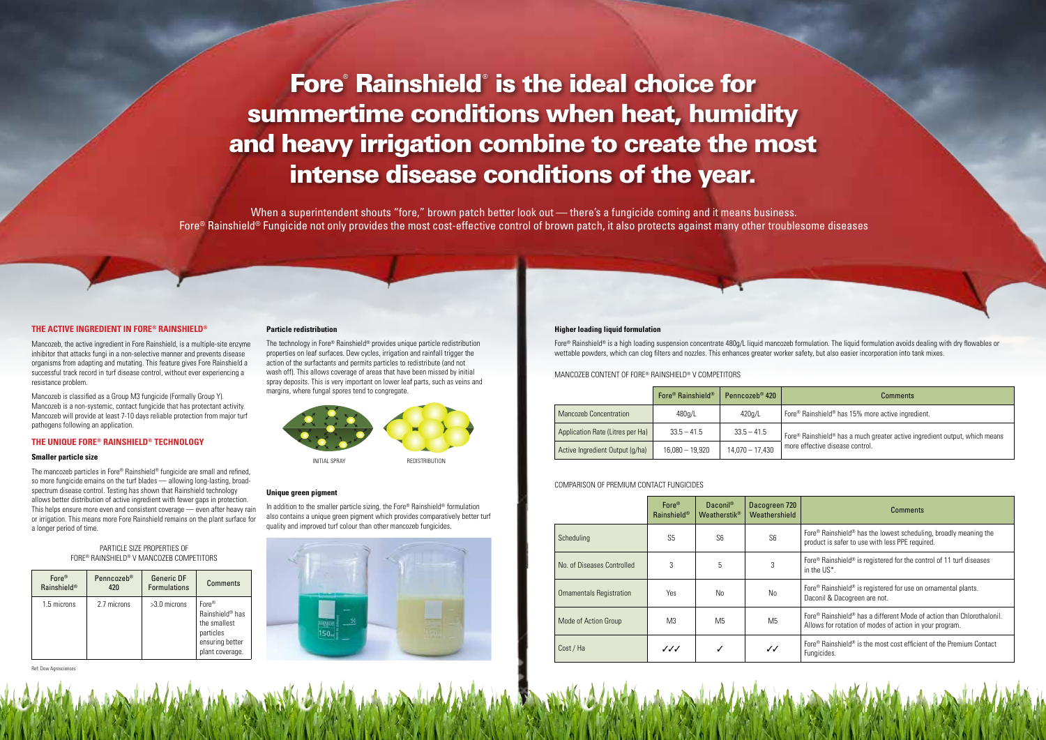# Fore® Rainshield® is the ideal choice for summertime conditions when heat, humidity and heavy irrigation combine to create the most intense disease conditions of the year.

When a superintendent shouts "fore," brown patch better look out — there's a fungicide coming and it means business. Fore® Rainshield® Fungicide not only provides the most cost-effective control of brown patch, it also protects against many other troublesome diseases

## THE ACTIVE INGREDIENT IN FORE® RAINSHIELD®

Mancozeb, the active ingredient in Fore Rainshield, is a multiple-site enzyme inhibitor that attacks fungi in a non-selective manner and prevents disease organisms from adapting and mutating. This feature gives Fore Rainshield a successful track record in turf disease control, without ever experiencing a resistance problem.

Mancozeb is classified as a Group M3 fungicide (Formally Group Y). Mancozeb is a non-systemic, contact fungicide that has protectant activity. Mancozeb will provide at least 7-10 days reliable protection from major turf pathogens following an application.

## THE UNIQUE FORE® RAINSHIELD® TECHNOLOGY

### Smaller particle size

The mancozeb particles in Fore® Rainshield® fungicide are small and refined, so more fungicide emains on the turf blades — allowing long-lasting, broad-spectrum disease control. Testing has shown that Rainshield technology allows better distribution of active ingredient with fewer gaps in protection. This helps ensure more even and consistent coverage — even after heavy rain or irrigation. This means more Fore Rainshield remains on the plant surface for a longer period of time.

PARTICLE SIZE PROPERTIES OF FORE® RAINSHIELD® V MANCOZEB COMPETITORS

| Fore® Rainshield® | Penncozeb® 420 | Generic DF Formulations | Comments |
|---|---|---|---|
| 1.5 microns | 2.7 microns | >3.0 microns | Fore® Rainshield® has the smallest particles ensuring better plant coverage. |

Ref: Dow Agrosciences

### Particle redistribution

The technology in Fore® Rainshield® provides unique particle redistribution properties on leaf surfaces. Dew cycles, irrigation and rainfall trigger the action of the surfactants and permits particles to redistribute (and not wash off). This allows coverage of areas that have been missed by initial spray deposits. This is very important on lower leaf parts, such as veins and margins, where fungal spores tend to congregate.

INITIAL SPRAY

REDISTRIBUTION

### Unique green pigment

In addition to the smaller particle sizing, the Fore® Rainshield® formulation also contains a unique green pigment which provides comparatively better turf quality and improved turf colour than other mancozeb fungicides.

### Higher loading liquid formulation

Fore® Rainshield® is a high loading suspension concentrate 480g/L liquid mancozeb formulation. The liquid formulation avoids dealing with dry flowables or wettable powders, which can clog filters and nozzles. This enhances greater worker safety, but also easier incorporation into tank mixes.

MANCOZEB CONTENT OF FORE® RAINSHIELD® V COMPETITORS

| | Fore® Rainshield® | Penncozeb® 420 | Comments |
|---|---|---|---|
| Mancozeb Concentration | 480g/L | 420g/L | Fore® Rainshield® has 15% more active ingredient. |
| Application Rate (Litres per Ha) | 33.5 – 41.5 | 33.5 – 41.5 | Fore® Rainshield® has a much greater active ingredient output, which means more effective disease control. |
| Active Ingredient Output (g/ha) | 16,080 – 19,920 | 14,070 – 17,430 | |

COMPARISON OF PREMIUM CONTACT FUNGICIDES

| | Fore® Rainshield® | Daconil® Weatherstik® | Dacogreen 720 Weathershield | Comments |
|---|---|---|---|---|
| Scheduling | S5 | S6 | S6 | Fore® Rainshield® has the lowest scheduling, broadly meaning the product is safer to use with less PPE required. |
| No. of Diseases Controlled | 3 | 5 | 3 | Fore® Rainshield® is registered for the control of 11 turf diseases in the US*. |
| Ornamentals Registration | Yes | No | No | Fore® Rainshield® is registered for use on ornamental plants. Daconil & Dacogreen are not. |
| Mode of Action Group | M3 | M5 | M5 | Fore® Rainshield® has a different Mode of action than Chlorothalonil. Allows for rotation of modes of action in your program. |
| Cost / Ha | ✓✓✓ | ✓ | ✓✓ | Fore® Rainshield® is the most cost efficient of the Premium Contact Fungicides. |